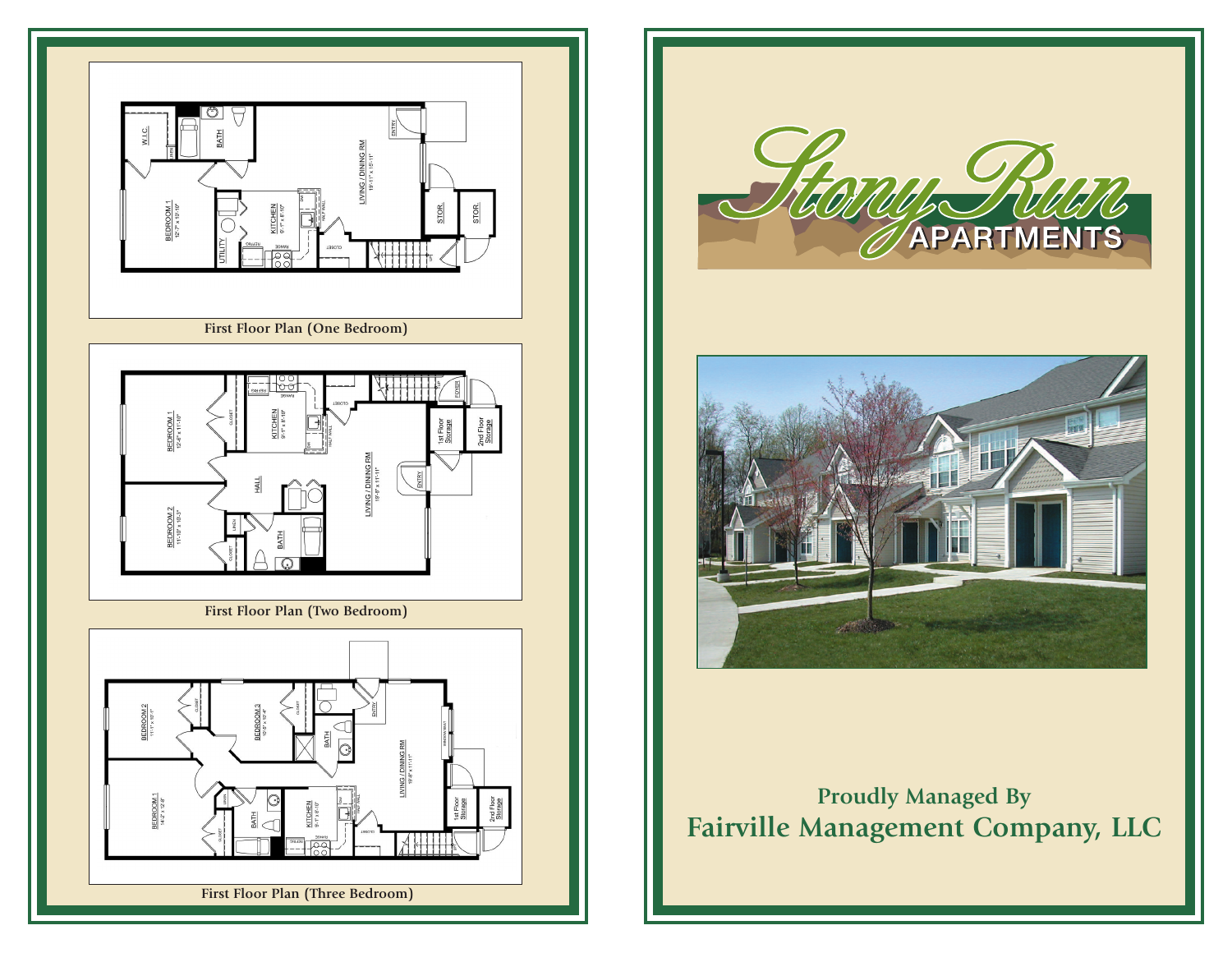First Floor Plan (One Bedroom)

First Floor Plan (Two Bedroom)

First Floor Plan (Three Bedroom)

# Stony Run APARTMENTS

**Proudly Managed By**

**Fairville Management Company, LLC**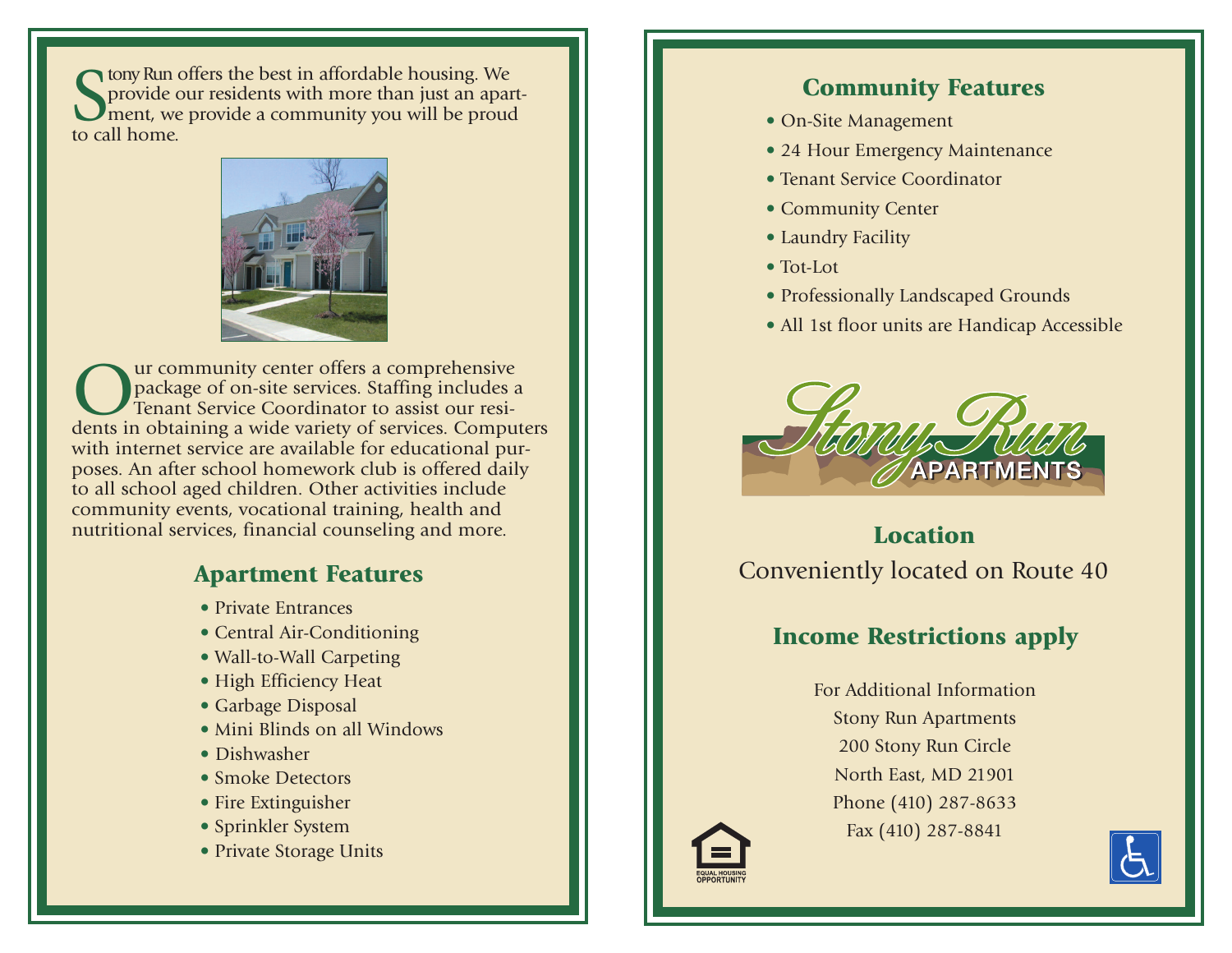Stony Run offers the best in affordable housing. We provide our residents with more than just an apartment, we provide a community you will be proud to call home.

Our community center offers a comprehensive package of on-site services. Staffing includes a Tenant Service Coordinator to assist our residents in obtaining a wide variety of services. Computers with internet service are available for educational purposes. An after school homework club is offered daily to all school aged children. Other activities include community events, vocational training, health and nutritional services, financial counseling and more.

## Apartment Features

- Private Entrances
- Central Air-Conditioning
- Wall-to-Wall Carpeting
- High Efficiency Heat
- Garbage Disposal
- Mini Blinds on all Windows
- Dishwasher
- Smoke Detectors
- Fire Extinguisher
- Sprinkler System
- Private Storage Units

## Community Features

- On-Site Management
- 24 Hour Emergency Maintenance
- Tenant Service Coordinator
- Community Center
- Laundry Facility
- Tot-Lot
- Professionally Landscaped Grounds
- All 1st floor units are Handicap Accessible

Stony Run APARTMENTS

## Location

Conveniently located on Route 40

## Income Restrictions apply

For Additional Information
Stony Run Apartments
200 Stony Run Circle
North East, MD 21901
Phone (410) 287-8633
Fax (410) 287-8841

EQUAL HOUSING OPPORTUNITY